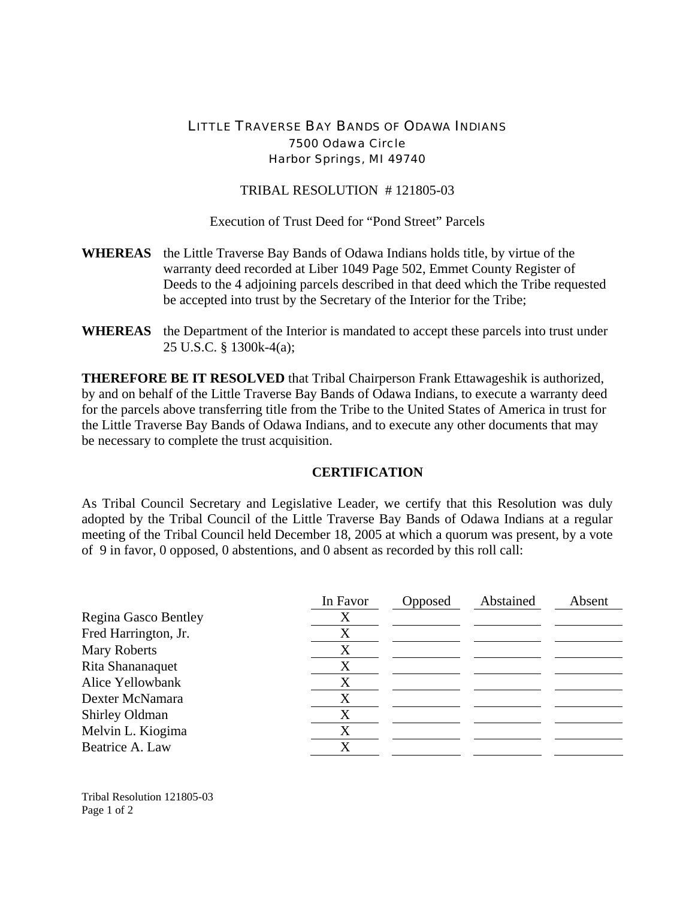# LITTLE TRAVERSE BAY BANDS OF ODAWA INDIANS

7500 Odawa Circle
Harbor Springs, MI 49740

## TRIBAL RESOLUTION # 121805-03

Execution of Trust Deed for "Pond Street" Parcels

**WHEREAS** the Little Traverse Bay Bands of Odawa Indians holds title, by virtue of the warranty deed recorded at Liber 1049 Page 502, Emmet County Register of Deeds to the 4 adjoining parcels described in that deed which the Tribe requested be accepted into trust by the Secretary of the Interior for the Tribe;

**WHEREAS** the Department of the Interior is mandated to accept these parcels into trust under 25 U.S.C. § 1300k-4(a);

**THEREFORE BE IT RESOLVED** that Tribal Chairperson Frank Ettawageshik is authorized, by and on behalf of the Little Traverse Bay Bands of Odawa Indians, to execute a warranty deed for the parcels above transferring title from the Tribe to the United States of America in trust for the Little Traverse Bay Bands of Odawa Indians, and to execute any other documents that may be necessary to complete the trust acquisition.

### CERTIFICATION

As Tribal Council Secretary and Legislative Leader, we certify that this Resolution was duly adopted by the Tribal Council of the Little Traverse Bay Bands of Odawa Indians at a regular meeting of the Tribal Council held December 18, 2005 at which a quorum was present, by a vote of 9 in favor, 0 opposed, 0 abstentions, and 0 absent as recorded by this roll call:

| | In Favor | Opposed | Abstained | Absent |
|---|---|---|---|---|
| Regina Gasco Bentley | X | | | |
| Fred Harrington, Jr. | X | | | |
| Mary Roberts | X | | | |
| Rita Shananaquet | X | | | |
| Alice Yellowbank | X | | | |
| Dexter McNamara | X | | | |
| Shirley Oldman | X | | | |
| Melvin L. Kiogima | X | | | |
| Beatrice A. Law | X | | | |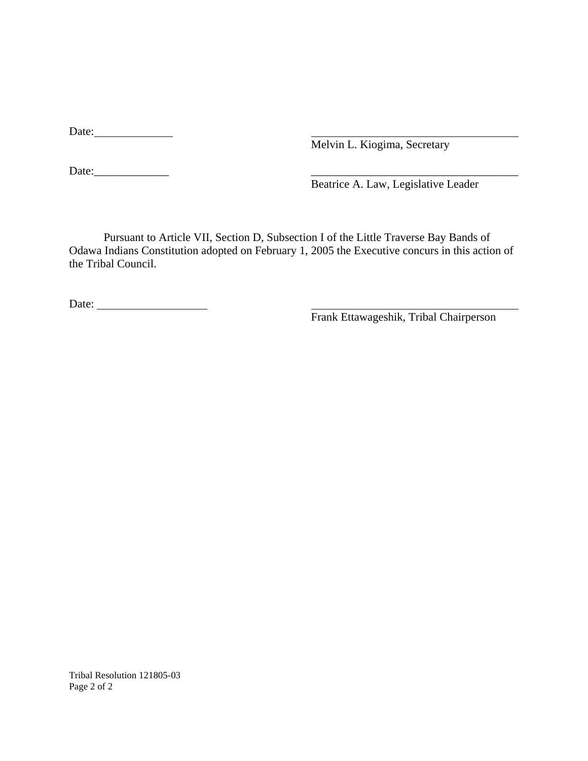Date:\_\_\_\_\_\_\_\_\_\_\_\_\_\_ \_\_\_\_\_\_\_\_\_\_\_\_\_\_\_\_\_\_\_\_\_\_\_\_\_\_\_\_\_\_\_\_\_\_\_\_\_\_

Melvin L. Kiogima, Secretary

Date:\_\_\_\_\_\_\_\_\_\_\_\_\_\_ \_\_\_\_\_\_\_\_\_\_\_\_\_\_\_\_\_\_\_\_\_\_\_\_\_\_\_\_\_\_\_\_\_\_\_\_\_\_

Beatrice A. Law, Legislative Leader

Pursuant to Article VII, Section D, Subsection I of the Little Traverse Bay Bands of Odawa Indians Constitution adopted on February 1, 2005 the Executive concurs in this action of the Tribal Council.

Date: \_\_\_\_\_\_\_\_\_\_\_\_\_\_\_\_\_\_\_\_ \_\_\_\_\_\_\_\_\_\_\_\_\_\_\_\_\_\_\_\_\_\_\_\_\_\_\_\_\_\_\_\_\_\_\_\_\_\_

Frank Ettawageshik, Tribal Chairperson

Tribal Resolution 121805-03